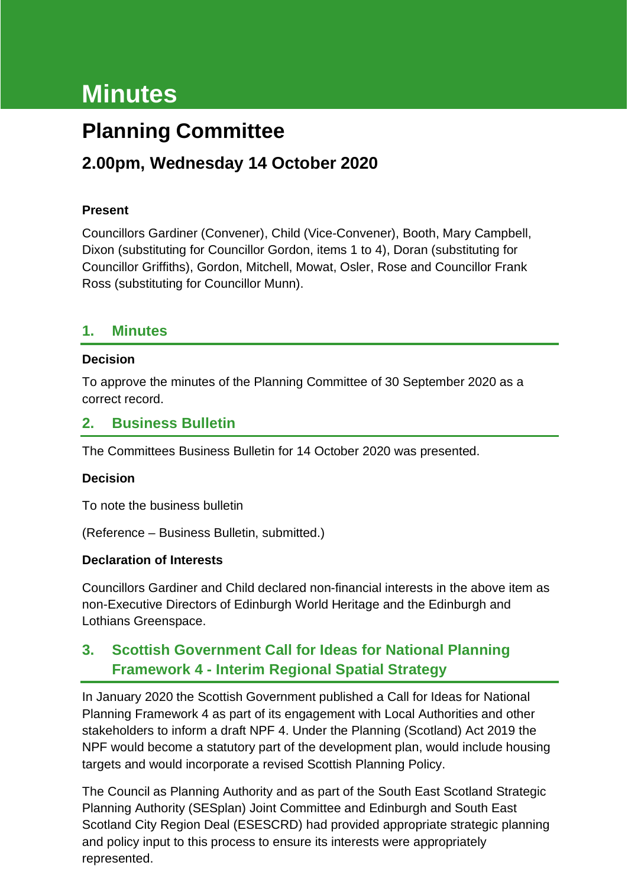# Minutes

## Planning Committee

### 2.00pm, Wednesday 14 October 2020

**Present**

Councillors Gardiner (Convener), Child (Vice-Convener), Booth, Mary Campbell, Dixon (substituting for Councillor Gordon, items 1 to 4), Doran (substituting for Councillor Griffiths), Gordon, Mitchell, Mowat, Osler, Rose and Councillor Frank Ross (substituting for Councillor Munn).

## 1. Minutes

**Decision**

To approve the minutes of the Planning Committee of 30 September 2020 as a correct record.

## 2. Business Bulletin

The Committees Business Bulletin for 14 October 2020 was presented.

**Decision**

To note the business bulletin

(Reference – Business Bulletin, submitted.)

**Declaration of Interests**

Councillors Gardiner and Child declared non-financial interests in the above item as non-Executive Directors of Edinburgh World Heritage and the Edinburgh and Lothians Greenspace.

## 3. Scottish Government Call for Ideas for National Planning Framework 4 - Interim Regional Spatial Strategy

In January 2020 the Scottish Government published a Call for Ideas for National Planning Framework 4 as part of its engagement with Local Authorities and other stakeholders to inform a draft NPF 4. Under the Planning (Scotland) Act 2019 the NPF would become a statutory part of the development plan, would include housing targets and would incorporate a revised Scottish Planning Policy.

The Council as Planning Authority and as part of the South East Scotland Strategic Planning Authority (SESplan) Joint Committee and Edinburgh and South East Scotland City Region Deal (ESESCRD) had provided appropriate strategic planning and policy input to this process to ensure its interests were appropriately represented.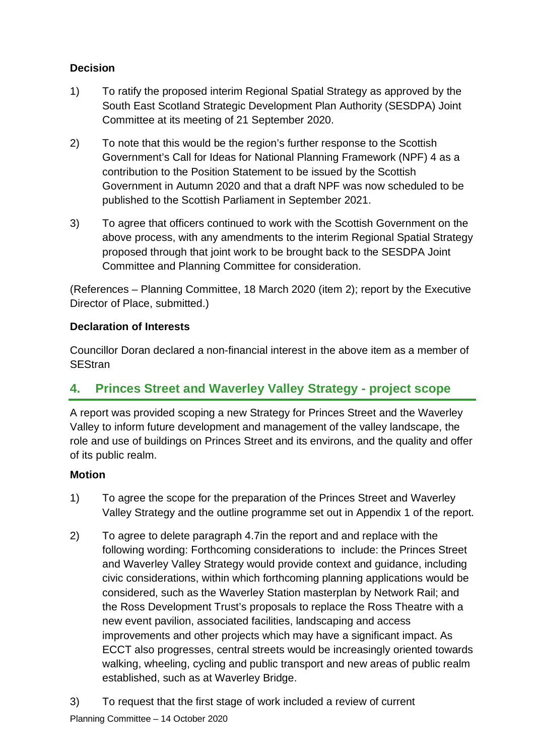**Decision**

1) To ratify the proposed interim Regional Spatial Strategy as approved by the South East Scotland Strategic Development Plan Authority (SESDPA) Joint Committee at its meeting of 21 September 2020.

2) To note that this would be the region's further response to the Scottish Government's Call for Ideas for National Planning Framework (NPF) 4 as a contribution to the Position Statement to be issued by the Scottish Government in Autumn 2020 and that a draft NPF was now scheduled to be published to the Scottish Parliament in September 2021.

3) To agree that officers continued to work with the Scottish Government on the above process, with any amendments to the interim Regional Spatial Strategy proposed through that joint work to be brought back to the SESDPA Joint Committee and Planning Committee for consideration.

(References – Planning Committee, 18 March 2020 (item 2); report by the Executive Director of Place, submitted.)

**Declaration of Interests**

Councillor Doran declared a non-financial interest in the above item as a member of SEStran

## 4. Princes Street and Waverley Valley Strategy - project scope

A report was provided scoping a new Strategy for Princes Street and the Waverley Valley to inform future development and management of the valley landscape, the role and use of buildings on Princes Street and its environs, and the quality and offer of its public realm.

**Motion**

1) To agree the scope for the preparation of the Princes Street and Waverley Valley Strategy and the outline programme set out in Appendix 1 of the report.

2) To agree to delete paragraph 4.7in the report and and replace with the following wording: Forthcoming considerations to include: the Princes Street and Waverley Valley Strategy would provide context and guidance, including civic considerations, within which forthcoming planning applications would be considered, such as the Waverley Station masterplan by Network Rail; and the Ross Development Trust's proposals to replace the Ross Theatre with a new event pavilion, associated facilities, landscaping and access improvements and other projects which may have a significant impact. As ECCT also progresses, central streets would be increasingly oriented towards walking, wheeling, cycling and public transport and new areas of public realm established, such as at Waverley Bridge.

3) To request that the first stage of work included a review of current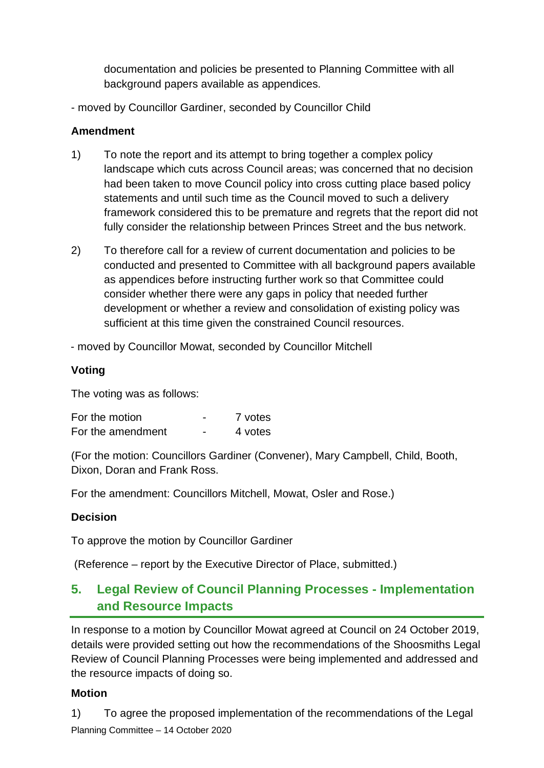documentation and policies be presented to Planning Committee with all background papers available as appendices.

- moved by Councillor Gardiner, seconded by Councillor Child

**Amendment**

1) To note the report and its attempt to bring together a complex policy landscape which cuts across Council areas; was concerned that no decision had been taken to move Council policy into cross cutting place based policy statements and until such time as the Council moved to such a delivery framework considered this to be premature and regrets that the report did not fully consider the relationship between Princes Street and the bus network.

2) To therefore call for a review of current documentation and policies to be conducted and presented to Committee with all background papers available as appendices before instructing further work so that Committee could consider whether there were any gaps in policy that needed further development or whether a review and consolidation of existing policy was sufficient at this time given the constrained Council resources.

- moved by Councillor Mowat, seconded by Councillor Mitchell

**Voting**

The voting was as follows:

| | | |
|---|---|---|
| For the motion | - | 7 votes |
| For the amendment | - | 4 votes |

(For the motion: Councillors Gardiner (Convener), Mary Campbell, Child, Booth, Dixon, Doran and Frank Ross.

For the amendment: Councillors Mitchell, Mowat, Osler and Rose.)

**Decision**

To approve the motion by Councillor Gardiner

(Reference – report by the Executive Director of Place, submitted.)

## 5. Legal Review of Council Planning Processes - Implementation and Resource Impacts

In response to a motion by Councillor Mowat agreed at Council on 24 October 2019, details were provided setting out how the recommendations of the Shoosmiths Legal Review of Council Planning Processes were being implemented and addressed and the resource impacts of doing so.

**Motion**

1) To agree the proposed implementation of the recommendations of the Legal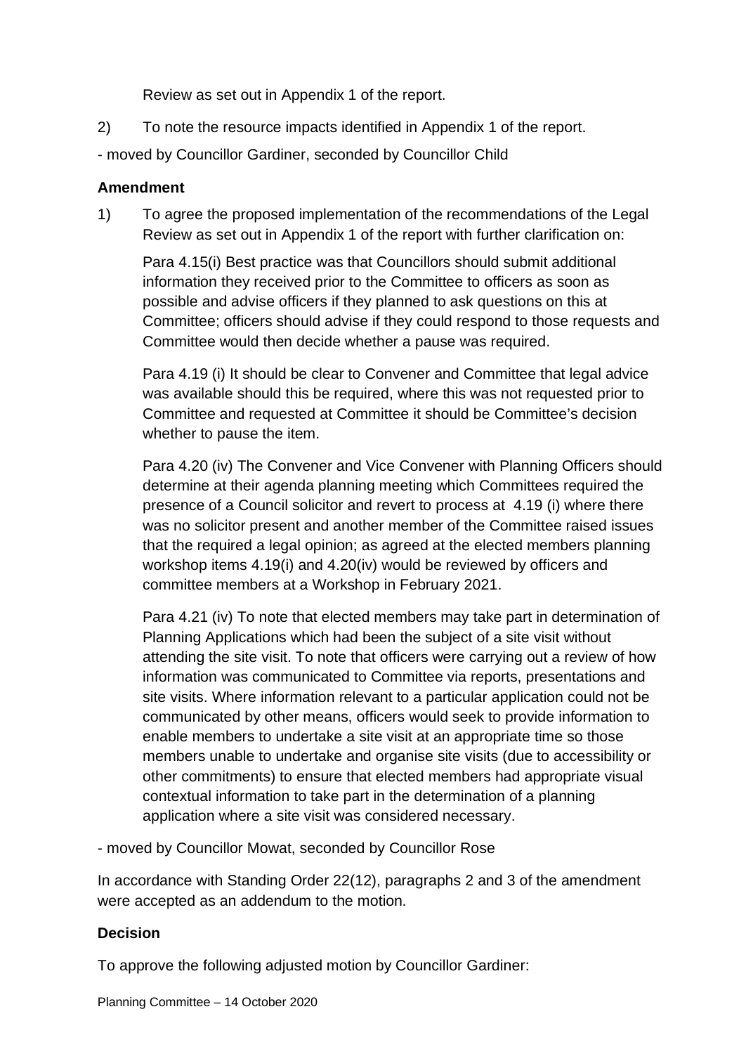Review as set out in Appendix 1 of the report.

2) To note the resource impacts identified in Appendix 1 of the report.

- moved by Councillor Gardiner, seconded by Councillor Child

**Amendment**

1) To agree the proposed implementation of the recommendations of the Legal Review as set out in Appendix 1 of the report with further clarification on:

   Para 4.15(i) Best practice was that Councillors should submit additional information they received prior to the Committee to officers as soon as possible and advise officers if they planned to ask questions on this at Committee; officers should advise if they could respond to those requests and Committee would then decide whether a pause was required.

   Para 4.19 (i) It should be clear to Convener and Committee that legal advice was available should this be required, where this was not requested prior to Committee and requested at Committee it should be Committee's decision whether to pause the item.

   Para 4.20 (iv) The Convener and Vice Convener with Planning Officers should determine at their agenda planning meeting which Committees required the presence of a Council solicitor and revert to process at 4.19 (i) where there was no solicitor present and another member of the Committee raised issues that the required a legal opinion; as agreed at the elected members planning workshop items 4.19(i) and 4.20(iv) would be reviewed by officers and committee members at a Workshop in February 2021.

   Para 4.21 (iv) To note that elected members may take part in determination of Planning Applications which had been the subject of a site visit without attending the site visit. To note that officers were carrying out a review of how information was communicated to Committee via reports, presentations and site visits. Where information relevant to a particular application could not be communicated by other means, officers would seek to provide information to enable members to undertake a site visit at an appropriate time so those members unable to undertake and organise site visits (due to accessibility or other commitments) to ensure that elected members had appropriate visual contextual information to take part in the determination of a planning application where a site visit was considered necessary.

- moved by Councillor Mowat, seconded by Councillor Rose

In accordance with Standing Order 22(12), paragraphs 2 and 3 of the amendment were accepted as an addendum to the motion.

**Decision**

To approve the following adjusted motion by Councillor Gardiner: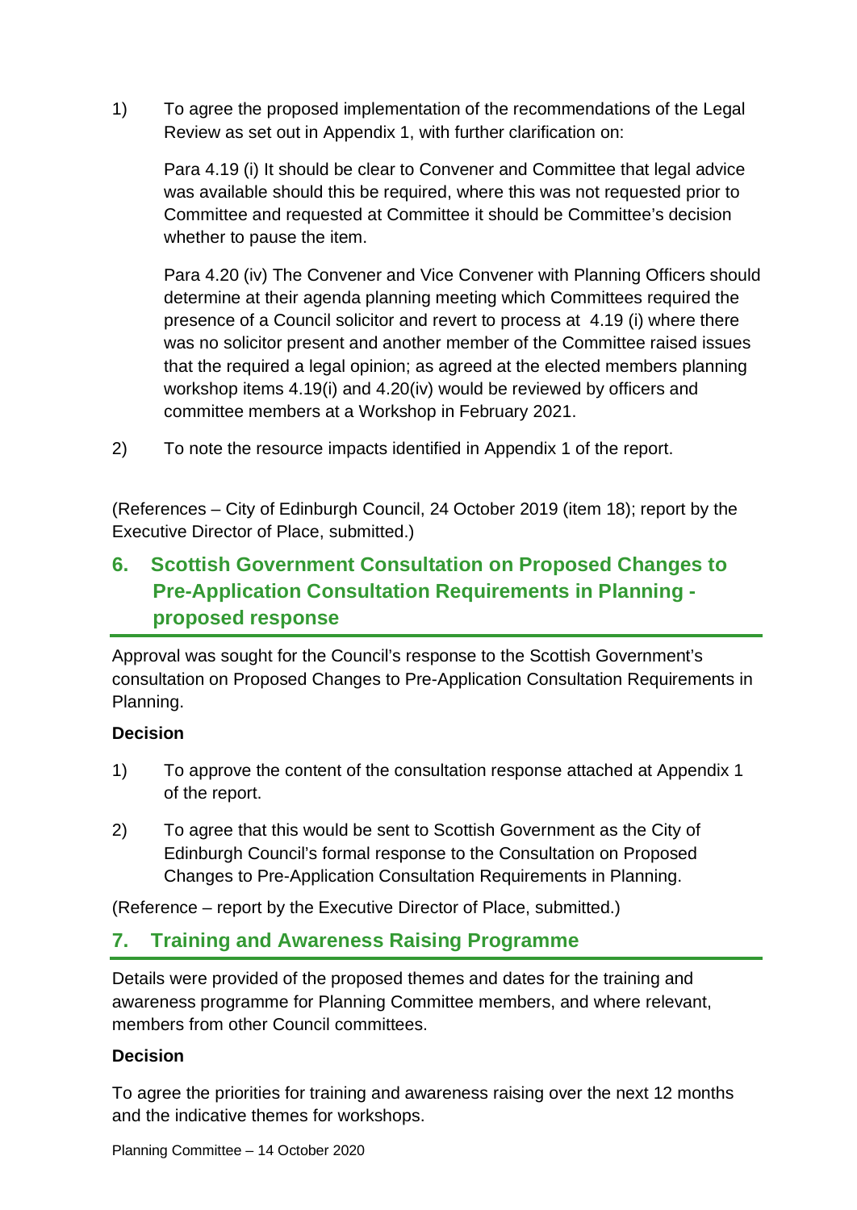1) To agree the proposed implementation of the recommendations of the Legal Review as set out in Appendix 1, with further clarification on:

   Para 4.19 (i) It should be clear to Convener and Committee that legal advice was available should this be required, where this was not requested prior to Committee and requested at Committee it should be Committee's decision whether to pause the item.

   Para 4.20 (iv) The Convener and Vice Convener with Planning Officers should determine at their agenda planning meeting which Committees required the presence of a Council solicitor and revert to process at 4.19 (i) where there was no solicitor present and another member of the Committee raised issues that the required a legal opinion; as agreed at the elected members planning workshop items 4.19(i) and 4.20(iv) would be reviewed by officers and committee members at a Workshop in February 2021.

2) To note the resource impacts identified in Appendix 1 of the report.

(References – City of Edinburgh Council, 24 October 2019 (item 18); report by the Executive Director of Place, submitted.)

## 6. Scottish Government Consultation on Proposed Changes to Pre-Application Consultation Requirements in Planning - proposed response

Approval was sought for the Council's response to the Scottish Government's consultation on Proposed Changes to Pre-Application Consultation Requirements in Planning.

**Decision**

1) To approve the content of the consultation response attached at Appendix 1 of the report.

2) To agree that this would be sent to Scottish Government as the City of Edinburgh Council's formal response to the Consultation on Proposed Changes to Pre-Application Consultation Requirements in Planning.

(Reference – report by the Executive Director of Place, submitted.)

## 7. Training and Awareness Raising Programme

Details were provided of the proposed themes and dates for the training and awareness programme for Planning Committee members, and where relevant, members from other Council committees.

**Decision**

To agree the priorities for training and awareness raising over the next 12 months and the indicative themes for workshops.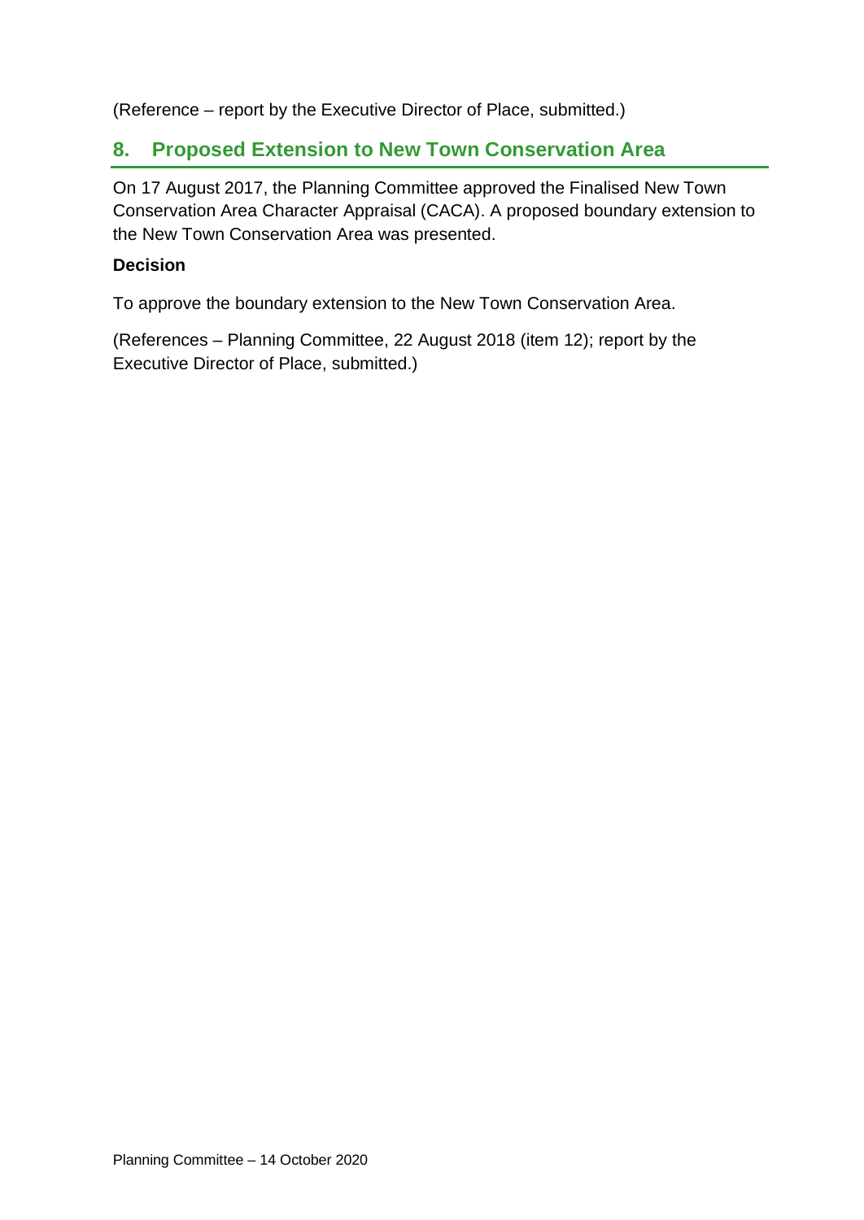(Reference – report by the Executive Director of Place, submitted.)

## 8. Proposed Extension to New Town Conservation Area

On 17 August 2017, the Planning Committee approved the Finalised New Town Conservation Area Character Appraisal (CACA). A proposed boundary extension to the New Town Conservation Area was presented.

**Decision**

To approve the boundary extension to the New Town Conservation Area.

(References – Planning Committee, 22 August 2018 (item 12); report by the Executive Director of Place, submitted.)